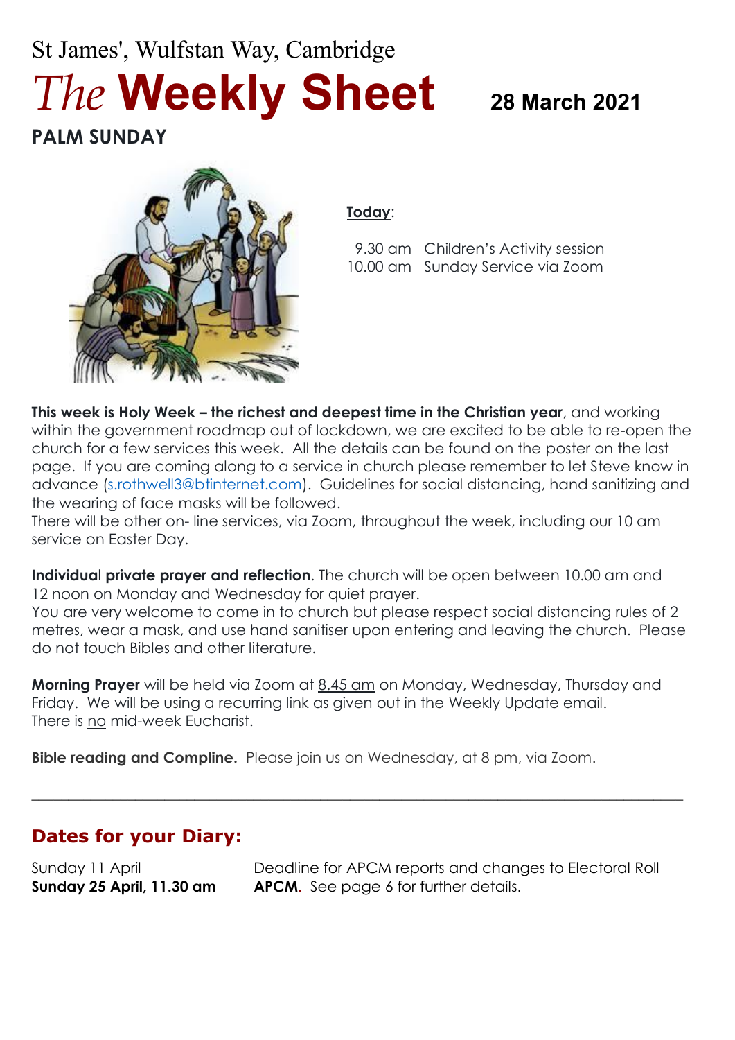St James', Wulfstan Way, Cambridge

# *The* Weekly Sheet

**28 March 2021**

## PALM SUNDAY

**Today**:

9.30 am Children's Activity session
10.00 am Sunday Service via Zoom

**This week is Holy Week – the richest and deepest time in the Christian year**, and working within the government roadmap out of lockdown, we are excited to be able to re-open the church for a few services this week. All the details can be found on the poster on the last page. If you are coming along to a service in church please remember to let Steve know in advance (s.rothwell3@btinternet.com). Guidelines for social distancing, hand sanitizing and the wearing of face masks will be followed.
There will be other on- line services, via Zoom, throughout the week, including our 10 am service on Easter Day.

**Individual private prayer and reflection**. The church will be open between 10.00 am and 12 noon on Monday and Wednesday for quiet prayer.
You are very welcome to come in to church but please respect social distancing rules of 2 metres, wear a mask, and use hand sanitiser upon entering and leaving the church. Please do not touch Bibles and other literature.

**Morning Prayer** will be held via Zoom at 8.45 am on Monday, Wednesday, Thursday and Friday. We will be using a recurring link as given out in the Weekly Update email.
There is no mid-week Eucharist.

**Bible reading and Compline.** Please join us on Wednesday, at 8 pm, via Zoom.

---

## Dates for your Diary:

| | |
|---|---|
| Sunday 11 April | Deadline for APCM reports and changes to Electoral Roll |
| **Sunday 25 April, 11.30 am** | **APCM.** See page 6 for further details. |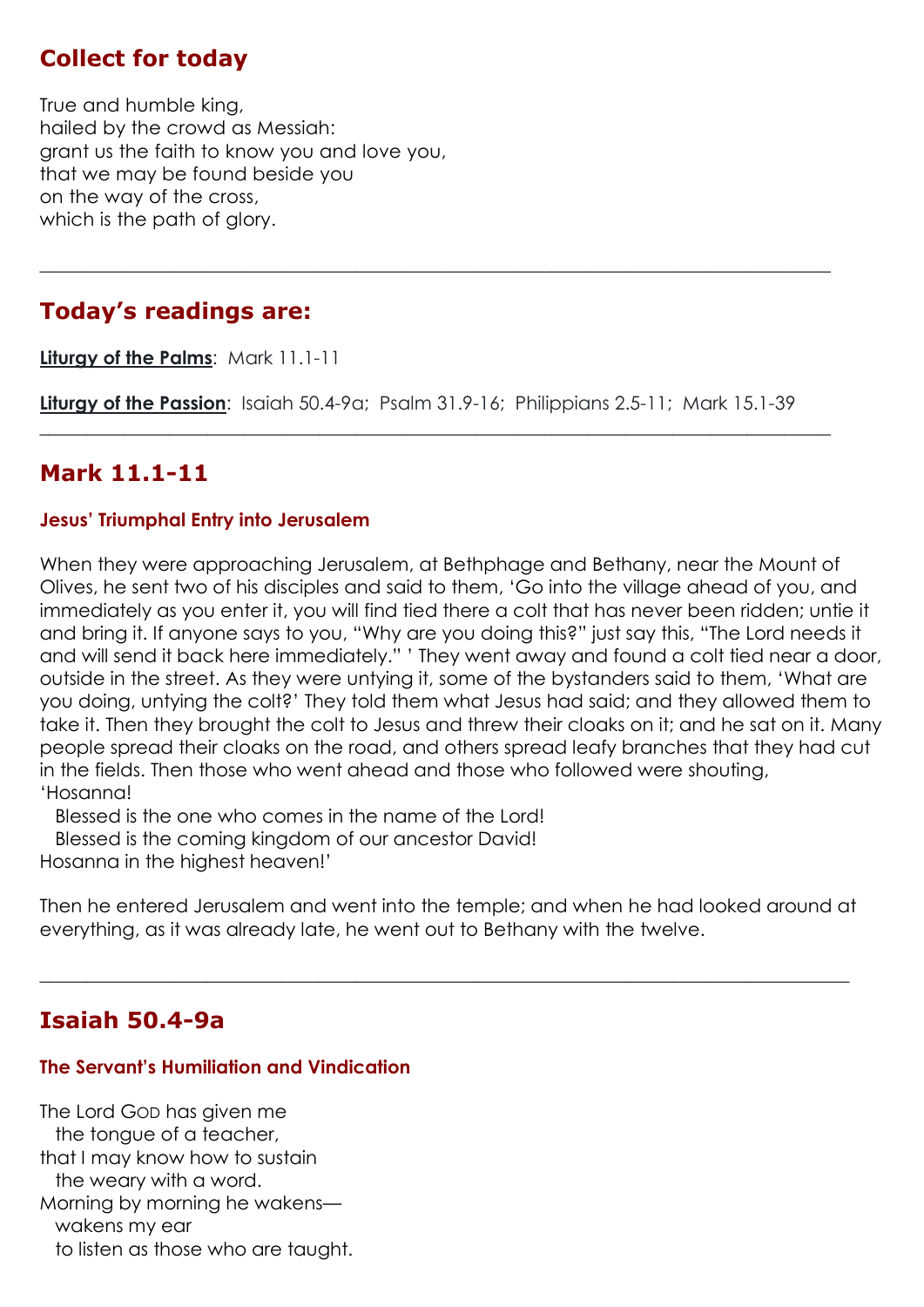## Collect for today

True and humble king,
hailed by the crowd as Messiah:
grant us the faith to know you and love you,
that we may be found beside you
on the way of the cross,
which is the path of glory.

---

## Today's readings are:

**Liturgy of the Palms**: Mark 11.1-11

**Liturgy of the Passion**: Isaiah 50.4-9a; Psalm 31.9-16; Philippians 2.5-11; Mark 15.1-39

---

## Mark 11.1-11

### Jesus' Triumphal Entry into Jerusalem

When they were approaching Jerusalem, at Bethphage and Bethany, near the Mount of Olives, he sent two of his disciples and said to them, 'Go into the village ahead of you, and immediately as you enter it, you will find tied there a colt that has never been ridden; untie it and bring it. If anyone says to you, "Why are you doing this?" just say this, "The Lord needs it and will send it back here immediately." ' They went away and found a colt tied near a door, outside in the street. As they were untying it, some of the bystanders said to them, 'What are you doing, untying the colt?' They told them what Jesus had said; and they allowed them to take it. Then they brought the colt to Jesus and threw their cloaks on it; and he sat on it. Many people spread their cloaks on the road, and others spread leafy branches that they had cut in the fields. Then those who went ahead and those who followed were shouting,
'Hosanna!
  Blessed is the one who comes in the name of the Lord!
  Blessed is the coming kingdom of our ancestor David!
Hosanna in the highest heaven!'

Then he entered Jerusalem and went into the temple; and when he had looked around at everything, as it was already late, he went out to Bethany with the twelve.

---

## Isaiah 50.4-9a

### The Servant's Humiliation and Vindication

The Lord GOD has given me
  the tongue of a teacher,
that I may know how to sustain
  the weary with a word.
Morning by morning he wakens—
  wakens my ear
  to listen as those who are taught.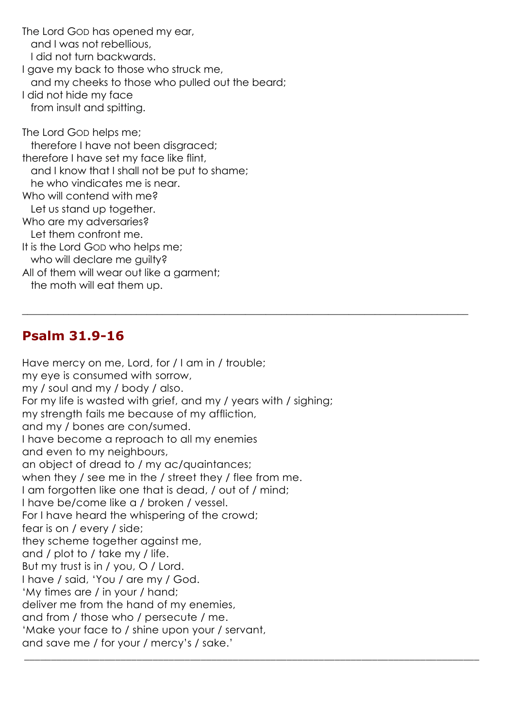The Lord GOD has opened my ear,
  and I was not rebellious,
  I did not turn backwards.
I gave my back to those who struck me,
  and my cheeks to those who pulled out the beard;
I did not hide my face
  from insult and spitting.

The Lord GOD helps me;
  therefore I have not been disgraced;
therefore I have set my face like flint,
  and I know that I shall not be put to shame;
  he who vindicates me is near.
Who will contend with me?
  Let us stand up together.
Who are my adversaries?
  Let them confront me.
It is the Lord GOD who helps me;
  who will declare me guilty?
All of them will wear out like a garment;
  the moth will eat them up.

---

## Psalm 31.9-16

Have mercy on me, Lord, for / I am in / trouble;
my eye is consumed with sorrow,
my / soul and my / body / also.
For my life is wasted with grief, and my / years with / sighing;
my strength fails me because of my affliction,
and my / bones are con/sumed.
I have become a reproach to all my enemies
and even to my neighbours,
an object of dread to / my ac/quaintances;
when they / see me in the / street they / flee from me.
I am forgotten like one that is dead, / out of / mind;
I have be/come like a / broken / vessel.
For I have heard the whispering of the crowd;
fear is on / every / side;
they scheme together against me,
and / plot to / take my / life.
But my trust is in / you, O / Lord.
I have / said, 'You / are my / God.
'My times are / in your / hand;
deliver me from the hand of my enemies,
and from / those who / persecute / me.
'Make your face to / shine upon your / servant,
and save me / for your / mercy's / sake.'

---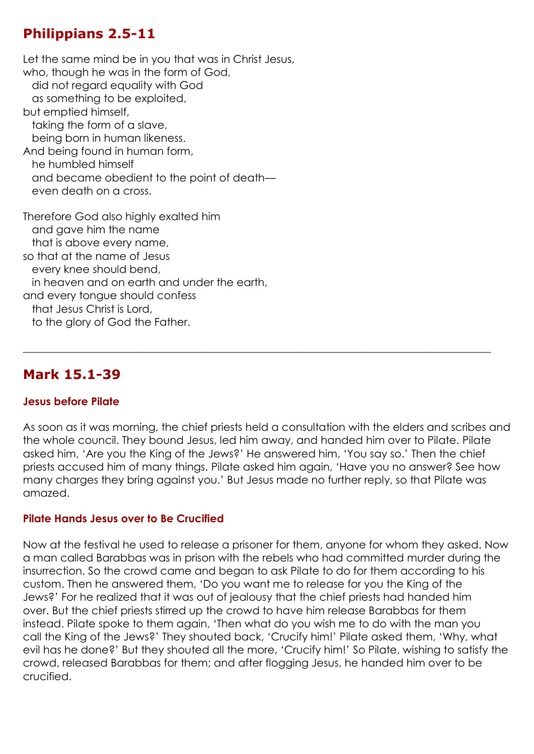## Philippians 2.5-11

Let the same mind be in you that was in Christ Jesus,
who, though he was in the form of God,
  did not regard equality with God
  as something to be exploited,
but emptied himself,
  taking the form of a slave,
  being born in human likeness.
And being found in human form,
  he humbled himself
  and became obedient to the point of death—
  even death on a cross.

Therefore God also highly exalted him
  and gave him the name
  that is above every name,
so that at the name of Jesus
  every knee should bend,
  in heaven and on earth and under the earth,
and every tongue should confess
  that Jesus Christ is Lord,
  to the glory of God the Father.

---

## Mark 15.1-39

### Jesus before Pilate

As soon as it was morning, the chief priests held a consultation with the elders and scribes and the whole council. They bound Jesus, led him away, and handed him over to Pilate. Pilate asked him, 'Are you the King of the Jews?' He answered him, 'You say so.' Then the chief priests accused him of many things. Pilate asked him again, 'Have you no answer? See how many charges they bring against you.' But Jesus made no further reply, so that Pilate was amazed.

### Pilate Hands Jesus over to Be Crucified

Now at the festival he used to release a prisoner for them, anyone for whom they asked. Now a man called Barabbas was in prison with the rebels who had committed murder during the insurrection. So the crowd came and began to ask Pilate to do for them according to his custom. Then he answered them, 'Do you want me to release for you the King of the Jews?' For he realized that it was out of jealousy that the chief priests had handed him over. But the chief priests stirred up the crowd to have him release Barabbas for them instead. Pilate spoke to them again, 'Then what do you wish me to do with the man you call the King of the Jews?' They shouted back, 'Crucify him!' Pilate asked them, 'Why, what evil has he done?' But they shouted all the more, 'Crucify him!' So Pilate, wishing to satisfy the crowd, released Barabbas for them; and after flogging Jesus, he handed him over to be crucified.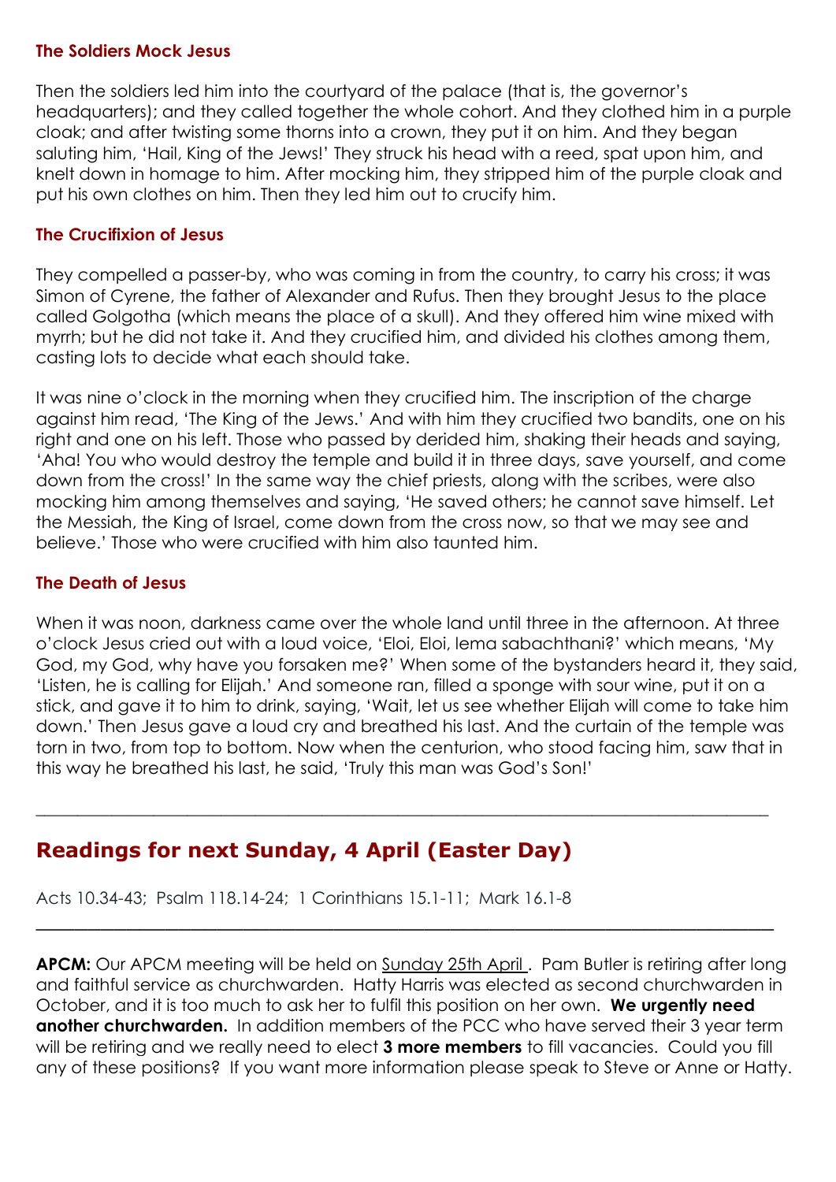### The Soldiers Mock Jesus

Then the soldiers led him into the courtyard of the palace (that is, the governor's headquarters); and they called together the whole cohort. And they clothed him in a purple cloak; and after twisting some thorns into a crown, they put it on him. And they began saluting him, 'Hail, King of the Jews!' They struck his head with a reed, spat upon him, and knelt down in homage to him. After mocking him, they stripped him of the purple cloak and put his own clothes on him. Then they led him out to crucify him.

### The Crucifixion of Jesus

They compelled a passer-by, who was coming in from the country, to carry his cross; it was Simon of Cyrene, the father of Alexander and Rufus. Then they brought Jesus to the place called Golgotha (which means the place of a skull). And they offered him wine mixed with myrrh; but he did not take it. And they crucified him, and divided his clothes among them, casting lots to decide what each should take.

It was nine o'clock in the morning when they crucified him. The inscription of the charge against him read, 'The King of the Jews.' And with him they crucified two bandits, one on his right and one on his left. Those who passed by derided him, shaking their heads and saying, 'Aha! You who would destroy the temple and build it in three days, save yourself, and come down from the cross!' In the same way the chief priests, along with the scribes, were also mocking him among themselves and saying, 'He saved others; he cannot save himself. Let the Messiah, the King of Israel, come down from the cross now, so that we may see and believe.' Those who were crucified with him also taunted him.

### The Death of Jesus

When it was noon, darkness came over the whole land until three in the afternoon. At three o'clock Jesus cried out with a loud voice, 'Eloi, Eloi, lema sabachthani?' which means, 'My God, my God, why have you forsaken me?' When some of the bystanders heard it, they said, 'Listen, he is calling for Elijah.' And someone ran, filled a sponge with sour wine, put it on a stick, and gave it to him to drink, saying, 'Wait, let us see whether Elijah will come to take him down.' Then Jesus gave a loud cry and breathed his last. And the curtain of the temple was torn in two, from top to bottom. Now when the centurion, who stood facing him, saw that in this way he breathed his last, he said, 'Truly this man was God's Son!'

---

## Readings for next Sunday, 4 April (Easter Day)

Acts 10.34-43; Psalm 118.14-24; 1 Corinthians 15.1-11; Mark 16.1-8

---

**APCM:** Our APCM meeting will be held on Sunday 25th April . Pam Butler is retiring after long and faithful service as churchwarden. Hatty Harris was elected as second churchwarden in October, and it is too much to ask her to fulfil this position on her own. **We urgently need another churchwarden.** In addition members of the PCC who have served their 3 year term will be retiring and we really need to elect **3 more members** to fill vacancies. Could you fill any of these positions? If you want more information please speak to Steve or Anne or Hatty.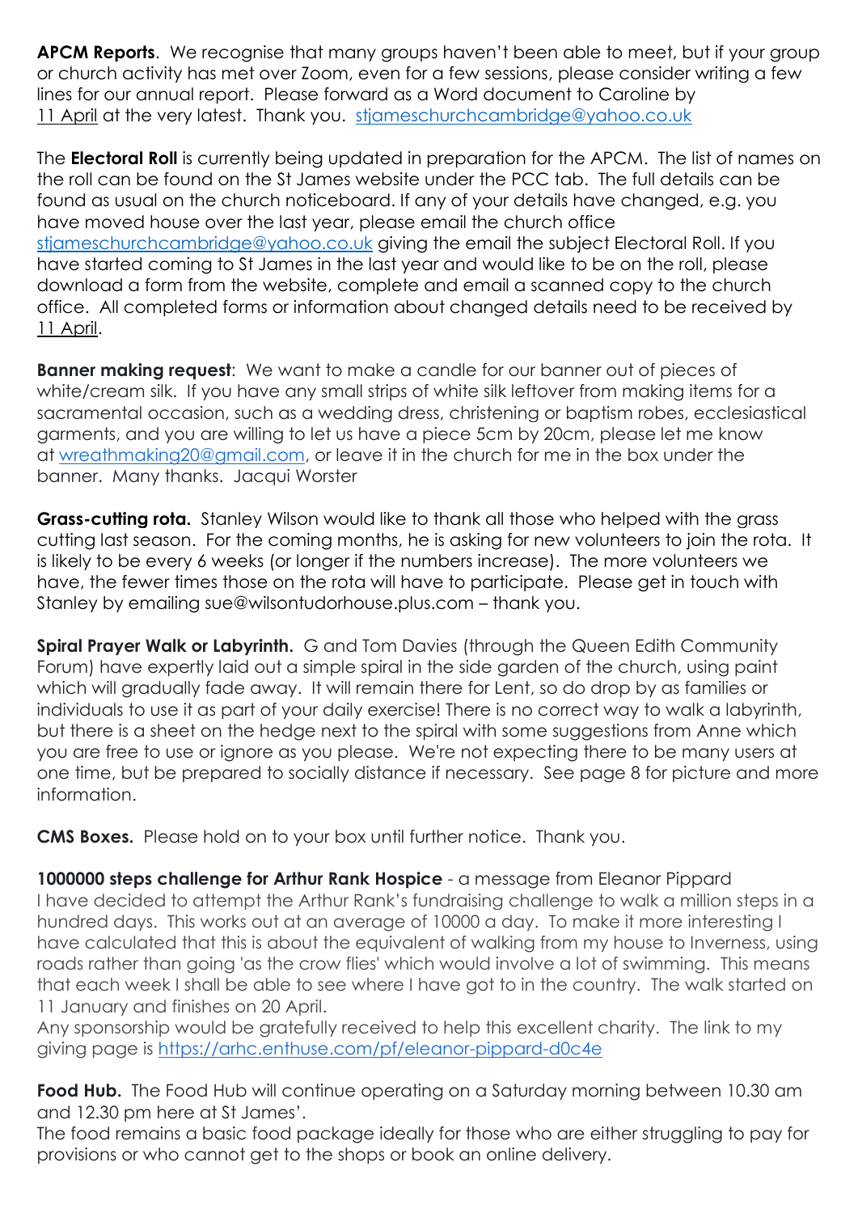**APCM Reports**. We recognise that many groups haven't been able to meet, but if your group or church activity has met over Zoom, even for a few sessions, please consider writing a few lines for our annual report. Please forward as a Word document to Caroline by 11 April at the very latest. Thank you. stjameschurchcambridge@yahoo.co.uk

The **Electoral Roll** is currently being updated in preparation for the APCM. The list of names on the roll can be found on the St James website under the PCC tab. The full details can be found as usual on the church noticeboard. If any of your details have changed, e.g. you have moved house over the last year, please email the church office stjameschurchcambridge@yahoo.co.uk giving the email the subject Electoral Roll. If you have started coming to St James in the last year and would like to be on the roll, please download a form from the website, complete and email a scanned copy to the church office. All completed forms or information about changed details need to be received by 11 April.

**Banner making request**: We want to make a candle for our banner out of pieces of white/cream silk. If you have any small strips of white silk leftover from making items for a sacramental occasion, such as a wedding dress, christening or baptism robes, ecclesiastical garments, and you are willing to let us have a piece 5cm by 20cm, please let me know at wreathmaking20@gmail.com, or leave it in the church for me in the box under the banner. Many thanks. Jacqui Worster

**Grass-cutting rota.** Stanley Wilson would like to thank all those who helped with the grass cutting last season. For the coming months, he is asking for new volunteers to join the rota. It is likely to be every 6 weeks (or longer if the numbers increase). The more volunteers we have, the fewer times those on the rota will have to participate. Please get in touch with Stanley by emailing sue@wilsontudorhouse.plus.com – thank you.

**Spiral Prayer Walk or Labyrinth.** G and Tom Davies (through the Queen Edith Community Forum) have expertly laid out a simple spiral in the side garden of the church, using paint which will gradually fade away. It will remain there for Lent, so do drop by as families or individuals to use it as part of your daily exercise! There is no correct way to walk a labyrinth, but there is a sheet on the hedge next to the spiral with some suggestions from Anne which you are free to use or ignore as you please. We're not expecting there to be many users at one time, but be prepared to socially distance if necessary. See page 8 for picture and more information.

**CMS Boxes.** Please hold on to your box until further notice. Thank you.

**1000000 steps challenge for Arthur Rank Hospice** - a message from Eleanor Pippard

I have decided to attempt the Arthur Rank's fundraising challenge to walk a million steps in a hundred days. This works out at an average of 10000 a day. To make it more interesting I have calculated that this is about the equivalent of walking from my house to Inverness, using roads rather than going 'as the crow flies' which would involve a lot of swimming. This means that each week I shall be able to see where I have got to in the country. The walk started on 11 January and finishes on 20 April.

Any sponsorship would be gratefully received to help this excellent charity. The link to my giving page is https://arhc.enthuse.com/pf/eleanor-pippard-d0c4e

**Food Hub.** The Food Hub will continue operating on a Saturday morning between 10.30 am and 12.30 pm here at St James'.

The food remains a basic food package ideally for those who are either struggling to pay for provisions or who cannot get to the shops or book an online delivery.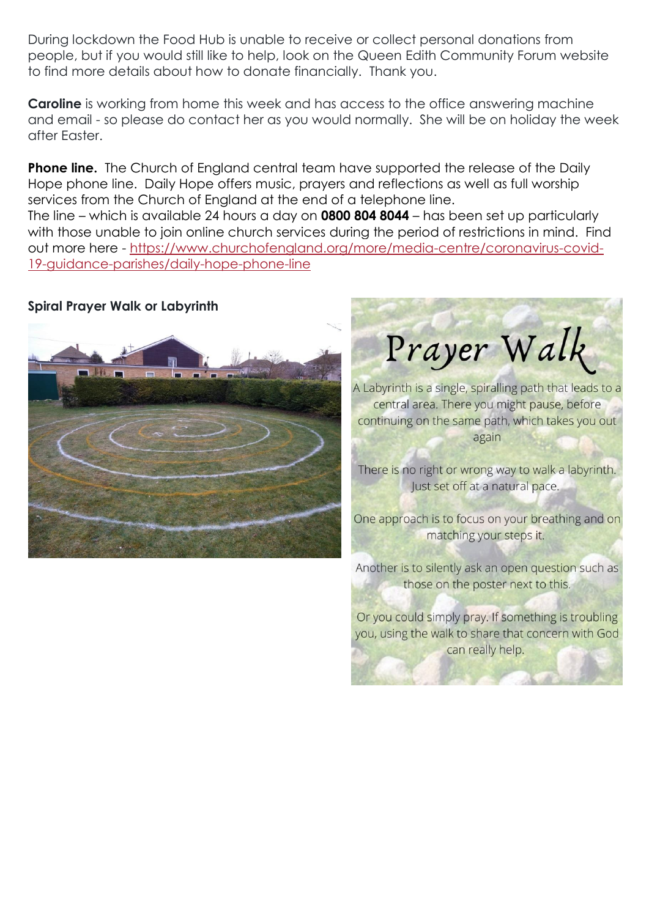During lockdown the Food Hub is unable to receive or collect personal donations from people, but if you would still like to help, look on the Queen Edith Community Forum website to find more details about how to donate financially. Thank you.

**Caroline** is working from home this week and has access to the office answering machine and email - so please do contact her as you would normally. She will be on holiday the week after Easter.

**Phone line.** The Church of England central team have supported the release of the Daily Hope phone line. Daily Hope offers music, prayers and reflections as well as full worship services from the Church of England at the end of a telephone line.
The line – which is available 24 hours a day on **0800 804 8044** – has been set up particularly with those unable to join online church services during the period of restrictions in mind. Find out more here - https://www.churchofengland.org/more/media-centre/coronavirus-covid-19-guidance-parishes/daily-hope-phone-line

**Spiral Prayer Walk or Labyrinth**

# Prayer Walk

A Labyrinth is a single, spiralling path that leads to a central area. There you might pause, before continuing on the same path, which takes you out again

There is no right or wrong way to walk a labyrinth. Just set off at a natural pace.

One approach is to focus on your breathing and on matching your steps it.

Another is to silently ask an open question such as those on the poster next to this.

Or you could simply pray. If something is troubling you, using the walk to share that concern with God can really help.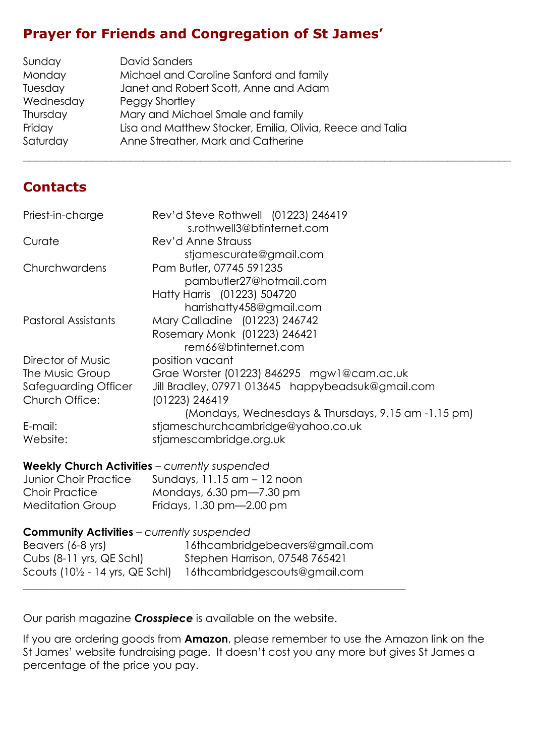## Prayer for Friends and Congregation of St James'

| | |
|---|---|
| Sunday | David Sanders |
| Monday | Michael and Caroline Sanford and family |
| Tuesday | Janet and Robert Scott, Anne and Adam |
| Wednesday | Peggy Shortley |
| Thursday | Mary and Michael Smale and family |
| Friday | Lisa and Matthew Stocker, Emilia, Olivia, Reece and Talia |
| Saturday | Anne Streather, Mark and Catherine |

---

## Contacts

| | |
|---|---|
| Priest-in-charge | Rev'd Steve Rothwell (01223) 246419<br>s.rothwell3@btinternet.com |
| Curate | Rev'd Anne Strauss<br>stjamescurate@gmail.com |
| Churchwardens | Pam Butler, 07745 591235<br>pambutler27@hotmail.com<br>Hatty Harris (01223) 504720<br>harrishatty458@gmail.com |
| Pastoral Assistants | Mary Calladine (01223) 246742<br>Rosemary Monk (01223) 246421<br>rem66@btinternet.com |
| Director of Music | position vacant |
| The Music Group | Grae Worster (01223) 846295 mgw1@cam.ac.uk |
| Safeguarding Officer | Jill Bradley, 07971 013645 happybeadsuk@gmail.com |
| Church Office: | (01223) 246419<br>(Mondays, Wednesdays & Thursdays, 9.15 am -1.15 pm) |
| E-mail: | stjameschurchcambridge@yahoo.co.uk |
| Website: | stjamescambridge.org.uk |

**Weekly Church Activities** – *currently suspended*

| | |
|---|---|
| Junior Choir Practice | Sundays, 11.15 am – 12 noon |
| Choir Practice | Mondays, 6.30 pm—7.30 pm |
| Meditation Group | Fridays, 1.30 pm—2.00 pm |

**Community Activities** – *currently suspended*

| | |
|---|---|
| Beavers (6-8 yrs) | 16thcambridgebeavers@gmail.com |
| Cubs (8-11 yrs, QE Schl) | Stephen Harrison, 07548 765421 |
| Scouts (10½ - 14 yrs, QE Schl) | 16thcambridgescouts@gmail.com |

---

Our parish magazine ***Crosspiece*** is available on the website.

If you are ordering goods from **Amazon**, please remember to use the Amazon link on the St James' website fundraising page. It doesn't cost you any more but gives St James a percentage of the price you pay.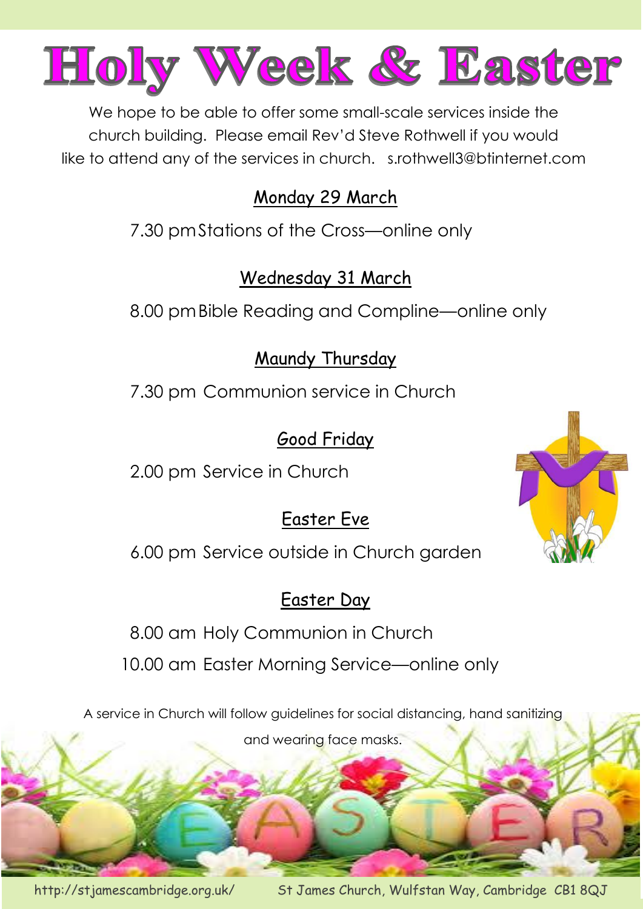# Holy Week & Easter

We hope to be able to offer some small-scale services inside the church building. Please email Rev'd Steve Rothwell if you would like to attend any of the services in church. s.rothwell3@btinternet.com

## Monday 29 March

7.30 pm Stations of the Cross—online only

## Wednesday 31 March

8.00 pm Bible Reading and Compline—online only

## Maundy Thursday

7.30 pm Communion service in Church

## Good Friday

2.00 pm Service in Church

## Easter Eve

6.00 pm Service outside in Church garden

## Easter Day

8.00 am Holy Communion in Church

10.00 am Easter Morning Service—online only

A service in Church will follow guidelines for social distancing, hand sanitizing and wearing face masks.

http://stjamescambridge.org.uk/ St James Church, Wulfstan Way, Cambridge CB1 8QJ